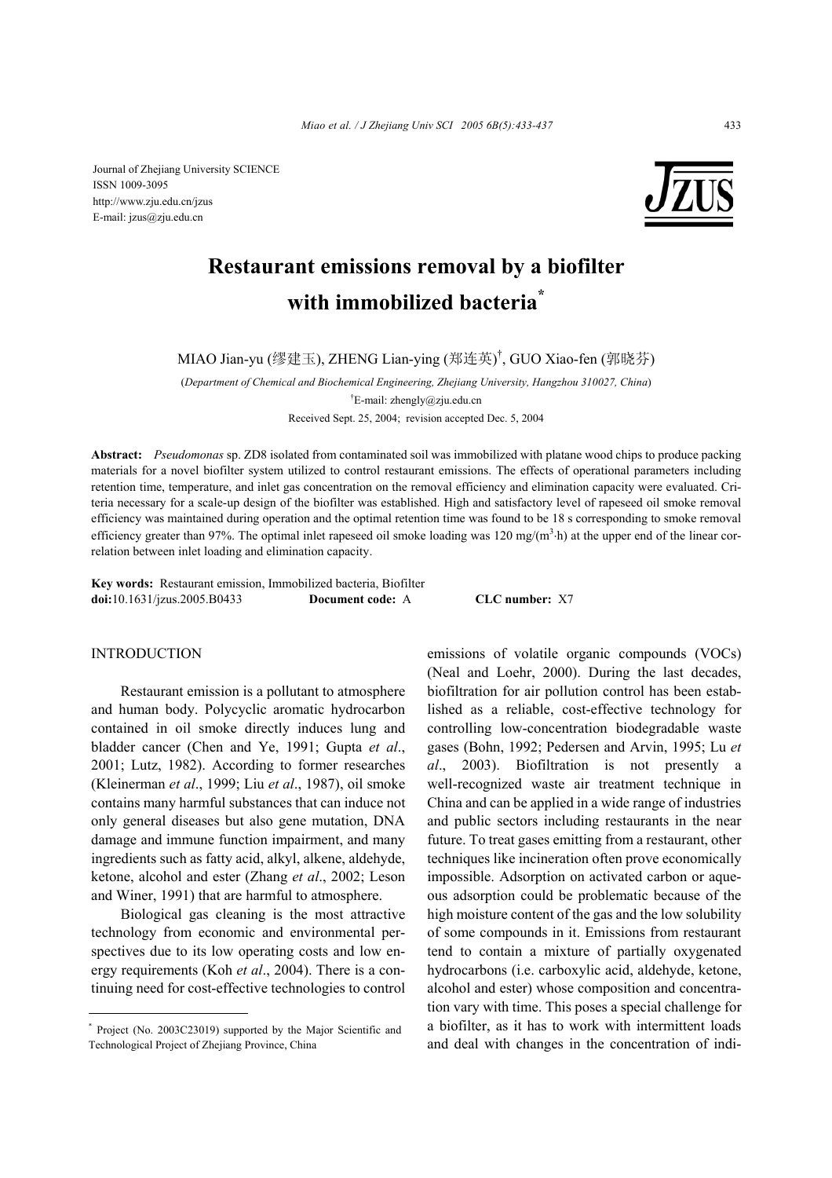Journal of Zhejiang University SCIENCE
ISSN 1009-3095
http://www.zju.edu.cn/jzus
E-mail: jzus@zju.edu.cn

# Restaurant emissions removal by a biofilter with immobilized bacteria*

MIAO Jian-yu (缪建玉), ZHENG Lian-ying (郑连英)[†], GUO Xiao-fen (郭晓芬)

(*Department of Chemical and Biochemical Engineering, Zhejiang University, Hangzhou 310027, China*)

[†]E-mail: zhengly@zju.edu.cn

Received Sept. 25, 2004; revision accepted Dec. 5, 2004

**Abstract:** *Pseudomonas* sp. ZD8 isolated from contaminated soil was immobilized with platane wood chips to produce packing materials for a novel biofilter system utilized to control restaurant emissions. The effects of operational parameters including retention time, temperature, and inlet gas concentration on the removal efficiency and elimination capacity were evaluated. Criteria necessary for a scale-up design of the biofilter was established. High and satisfactory level of rapeseed oil smoke removal efficiency was maintained during operation and the optimal retention time was found to be 18 s corresponding to smoke removal efficiency greater than 97%. The optimal inlet rapeseed oil smoke loading was 120 mg/($m^3$·h) at the upper end of the linear correlation between inlet loading and elimination capacity.

**Key words:** Restaurant emission, Immobilized bacteria, Biofilter
**doi:**10.1631/jzus.2005.B0433 **Document code:** A **CLC number:** X7

## INTRODUCTION

Restaurant emission is a pollutant to atmosphere and human body. Polycyclic aromatic hydrocarbon contained in oil smoke directly induces lung and bladder cancer (Chen and Ye, 1991; Gupta *et al*., 2001; Lutz, 1982). According to former researches (Kleinerman *et al*., 1999; Liu *et al*., 1987), oil smoke contains many harmful substances that can induce not only general diseases but also gene mutation, DNA damage and immune function impairment, and many ingredients such as fatty acid, alkyl, alkene, aldehyde, ketone, alcohol and ester (Zhang *et al*., 2002; Leson and Winer, 1991) that are harmful to atmosphere.

Biological gas cleaning is the most attractive technology from economic and environmental perspectives due to its low operating costs and low energy requirements (Koh *et al*., 2004). There is a continuing need for cost-effective technologies to control emissions of volatile organic compounds (VOCs) (Neal and Loehr, 2000). During the last decades, biofiltration for air pollution control has been established as a reliable, cost-effective technology for controlling low-concentration biodegradable waste gases (Bohn, 1992; Pedersen and Arvin, 1995; Lu *et al*., 2003). Biofiltration is not presently a well-recognized waste air treatment technique in China and can be applied in a wide range of industries and public sectors including restaurants in the near future. To treat gases emitting from a restaurant, other techniques like incineration often prove economically impossible. Adsorption on activated carbon or aqueous adsorption could be problematic because of the high moisture content of the gas and the low solubility of some compounds in it. Emissions from restaurant tend to contain a mixture of partially oxygenated hydrocarbons (i.e. carboxylic acid, aldehyde, ketone, alcohol and ester) whose composition and concentration vary with time. This poses a special challenge for a biofilter, as it has to work with intermittent loads and deal with changes in the concentration of indi-

---

* Project (No. 2003C23019) supported by the Major Scientific and Technological Project of Zhejiang Province, China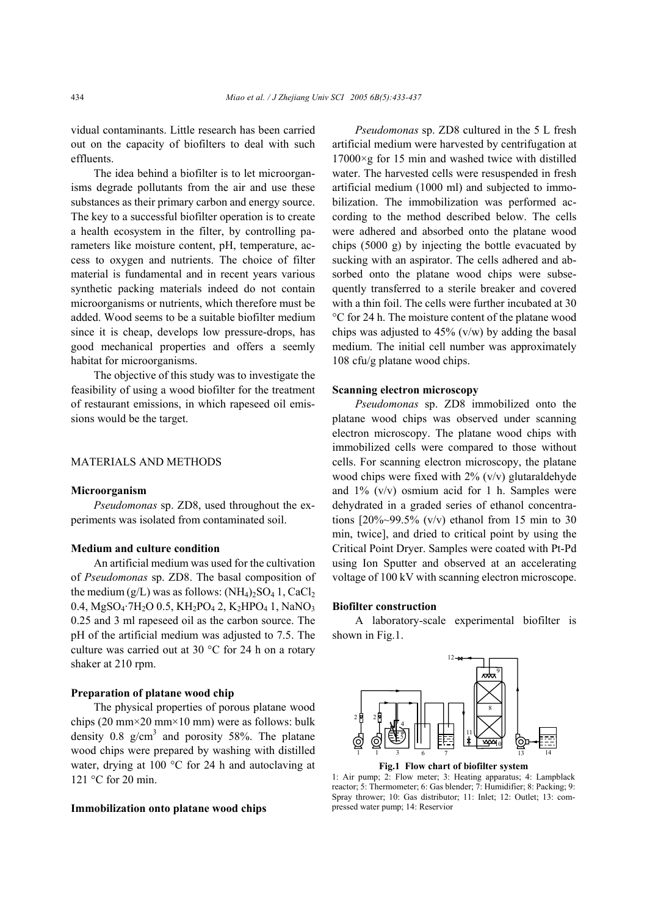vidual contaminants. Little research has been carried out on the capacity of biofilters to deal with such effluents.

The idea behind a biofilter is to let microorganisms degrade pollutants from the air and use these substances as their primary carbon and energy source. The key to a successful biofilter operation is to create a health ecosystem in the filter, by controlling parameters like moisture content, pH, temperature, access to oxygen and nutrients. The choice of filter material is fundamental and in recent years various synthetic packing materials indeed do not contain microorganisms or nutrients, which therefore must be added. Wood seems to be a suitable biofilter medium since it is cheap, develops low pressure-drops, has good mechanical properties and offers a seemly habitat for microorganisms.

The objective of this study was to investigate the feasibility of using a wood biofilter for the treatment of restaurant emissions, in which rapeseed oil emissions would be the target.

## MATERIALS AND METHODS

### Microorganism

*Pseudomonas* sp. ZD8, used throughout the experiments was isolated from contaminated soil.

### Medium and culture condition

An artificial medium was used for the cultivation of *Pseudomonas* sp. ZD8. The basal composition of the medium (g/L) was as follows: $(NH_4)_2SO_4$ 1, $CaCl_2$ 0.4, $MgSO_4 \cdot 7H_2O$ 0.5, $KH_2PO_4$ 2, $K_2HPO_4$ 1, $NaNO_3$ 0.25 and 3 ml rapeseed oil as the carbon source. The pH of the artificial medium was adjusted to 7.5. The culture was carried out at 30 °C for 24 h on a rotary shaker at 210 rpm.

### Preparation of platane wood chip

The physical properties of porous platane wood chips (20 mm×20 mm×10 mm) were as follows: bulk density 0.8 g/cm$^3$ and porosity 58%. The platane wood chips were prepared by washing with distilled water, drying at 100 °C for 24 h and autoclaving at 121 °C for 20 min.

### Immobilization onto platane wood chips

*Pseudomonas* sp. ZD8 cultured in the 5 L fresh artificial medium were harvested by centrifugation at 17000×g for 15 min and washed twice with distilled water. The harvested cells were resuspended in fresh artificial medium (1000 ml) and subjected to immobilization. The immobilization was performed according to the method described below. The cells were adhered and absorbed onto the platane wood chips (5000 g) by injecting the bottle evacuated by sucking with an aspirator. The cells adhered and absorbed onto the platane wood chips were subsequently transferred to a sterile breaker and covered with a thin foil. The cells were further incubated at 30 °C for 24 h. The moisture content of the platane wood chips was adjusted to 45% (v/w) by adding the basal medium. The initial cell number was approximately 108 cfu/g platane wood chips.

### Scanning electron microscopy

*Pseudomonas* sp. ZD8 immobilized onto the platane wood chips was observed under scanning electron microscopy. The platane wood chips with immobilized cells were compared to those without cells. For scanning electron microscopy, the platane wood chips were fixed with 2% (v/v) glutaraldehyde and 1% (v/v) osmium acid for 1 h. Samples were dehydrated in a graded series of ethanol concentrations [20%~99.5% (v/v) ethanol from 15 min to 30 min, twice], and dried to critical point by using the Critical Point Dryer. Samples were coated with Pt-Pd using Ion Sputter and observed at an accelerating voltage of 100 kV with scanning electron microscope.

### Biofilter construction

A laboratory-scale experimental biofilter is shown in Fig.1.

**Fig.1 Flow chart of biofilter system**

1: Air pump; 2: Flow meter; 3: Heating apparatus; 4: Lampblack reactor; 5: Thermometer; 6: Gas blender; 7: Humidifier; 8: Packing; 9: Spray thrower; 10: Gas distributor; 11: Inlet; 12: Outlet; 13: compressed water pump; 14: Reservior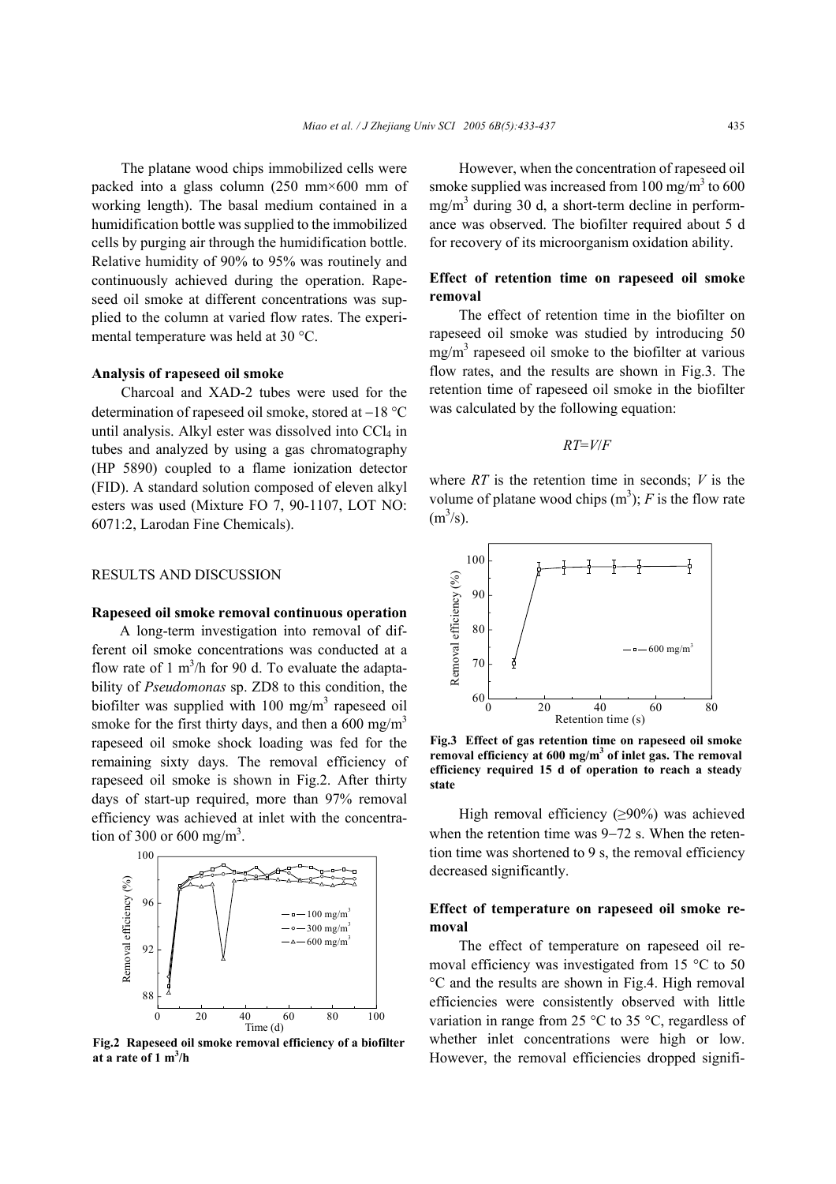The platane wood chips immobilized cells were packed into a glass column (250 mm×600 mm of working length). The basal medium contained in a humidification bottle was supplied to the immobilized cells by purging air through the humidification bottle. Relative humidity of 90% to 95% was routinely and continuously achieved during the operation. Rapeseed oil smoke at different concentrations was supplied to the column at varied flow rates. The experimental temperature was held at 30 °C.

### Analysis of rapeseed oil smoke

Charcoal and XAD-2 tubes were used for the determination of rapeseed oil smoke, stored at −18 °C until analysis. Alkyl ester was dissolved into $CCl_4$ in tubes and analyzed by using a gas chromatography (HP 5890) coupled to a flame ionization detector (FID). A standard solution composed of eleven alkyl esters was used (Mixture FO 7, 90-1107, LOT NO: 6071:2, Larodan Fine Chemicals).

## RESULTS AND DISCUSSION

### Rapeseed oil smoke removal continuous operation

A long-term investigation into removal of different oil smoke concentrations was conducted at a flow rate of 1 $m^3$/h for 90 d. To evaluate the adaptability of *Pseudomonas* sp. ZD8 to this condition, the biofilter was supplied with 100 mg/$m^3$ rapeseed oil smoke for the first thirty days, and then a 600 mg/$m^3$ rapeseed oil smoke shock loading was fed for the remaining sixty days. The removal efficiency of rapeseed oil smoke is shown in Fig.2. After thirty days of start-up required, more than 97% removal efficiency was achieved at inlet with the concentration of 300 or 600 mg/$m^3$.

**Fig.2 Rapeseed oil smoke removal efficiency of a biofilter at a rate of 1 $m^3$/h**

However, when the concentration of rapeseed oil smoke supplied was increased from 100 mg/$m^3$ to 600 mg/$m^3$ during 30 d, a short-term decline in performance was observed. The biofilter required about 5 d for recovery of its microorganism oxidation ability.

### Effect of retention time on rapeseed oil smoke removal

The effect of retention time in the biofilter on rapeseed oil smoke was studied by introducing 50 mg/$m^3$ rapeseed oil smoke to the biofilter at various flow rates, and the results are shown in Fig.3. The retention time of rapeseed oil smoke in the biofilter was calculated by the following equation:

$$RT=V/F$$

where $RT$ is the retention time in seconds; $V$ is the volume of platane wood chips ($m^3$); $F$ is the flow rate ($m^3$/s).

**Fig.3 Effect of gas retention time on rapeseed oil smoke removal efficiency at 600 mg/$m^3$ of inlet gas. The removal efficiency required 15 d of operation to reach a steady state**

High removal efficiency (≥90%) was achieved when the retention time was 9–72 s. When the retention time was shortened to 9 s, the removal efficiency decreased significantly.

### Effect of temperature on rapeseed oil smoke removal

The effect of temperature on rapeseed oil removal efficiency was investigated from 15 °C to 50 °C and the results are shown in Fig.4. High removal efficiencies were consistently observed with little variation in range from 25 °C to 35 °C, regardless of whether inlet concentrations were high or low. However, the removal efficiencies dropped signifi-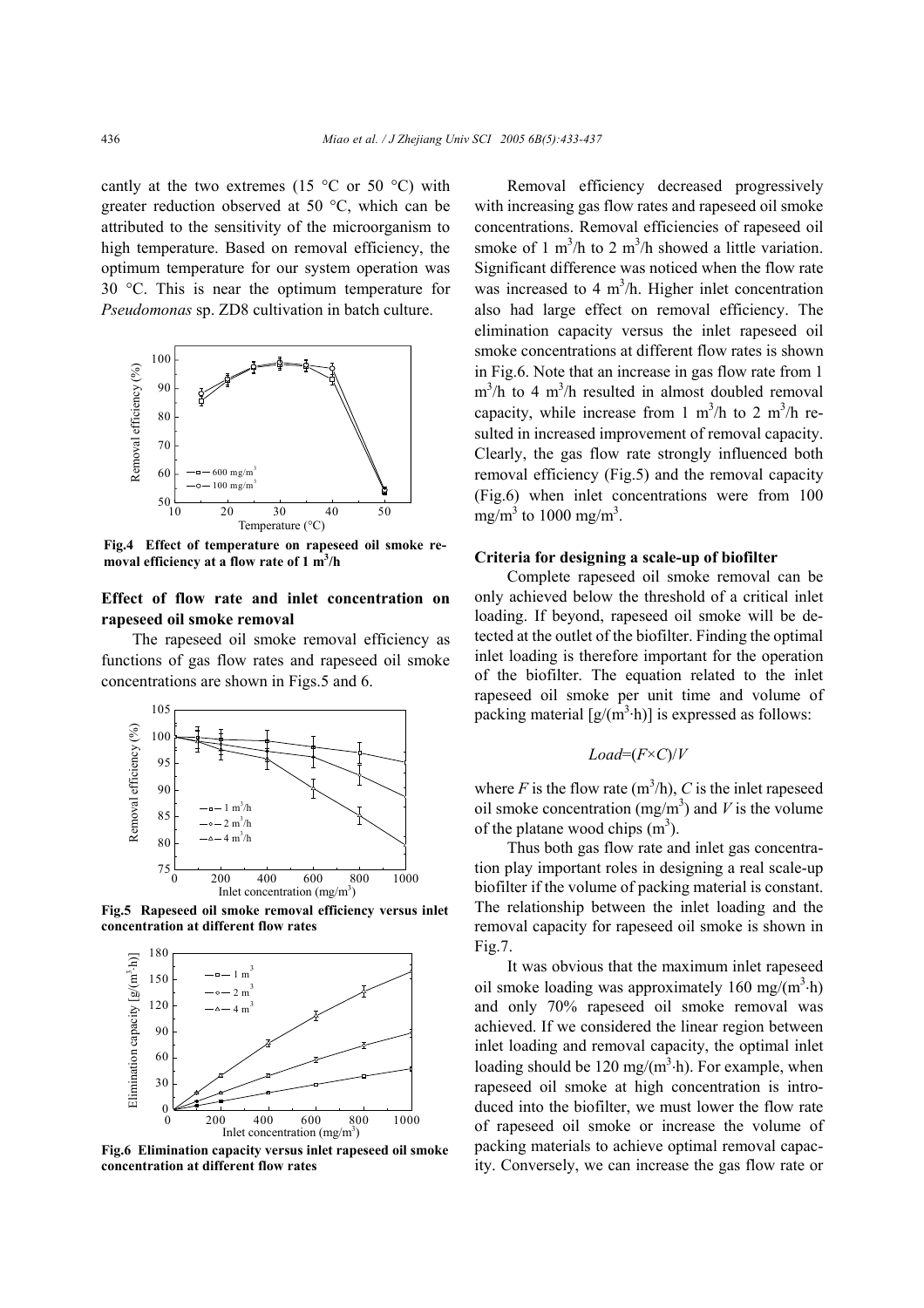cantly at the two extremes (15 °C or 50 °C) with greater reduction observed at 50 °C, which can be attributed to the sensitivity of the microorganism to high temperature. Based on removal efficiency, the optimum temperature for our system operation was 30 °C. This is near the optimum temperature for *Pseudomonas* sp. ZD8 cultivation in batch culture.

**Fig.4 Effect of temperature on rapeseed oil smoke removal efficiency at a flow rate of 1 $m^3$/h**

### Effect of flow rate and inlet concentration on rapeseed oil smoke removal

The rapeseed oil smoke removal efficiency as functions of gas flow rates and rapeseed oil smoke concentrations are shown in Figs.5 and 6.

**Fig.5 Rapeseed oil smoke removal efficiency versus inlet concentration at different flow rates**

**Fig.6 Elimination capacity versus inlet rapeseed oil smoke concentration at different flow rates**

Removal efficiency decreased progressively with increasing gas flow rates and rapeseed oil smoke concentrations. Removal efficiencies of rapeseed oil smoke of 1 $m^3$/h to 2 $m^3$/h showed a little variation. Significant difference was noticed when the flow rate was increased to 4 $m^3$/h. Higher inlet concentration also had large effect on removal efficiency. The elimination capacity versus the inlet rapeseed oil smoke concentrations at different flow rates is shown in Fig.6. Note that an increase in gas flow rate from 1 $m^3$/h to 4 $m^3$/h resulted in almost doubled removal capacity, while increase from 1 $m^3$/h to 2 $m^3$/h resulted in increased improvement of removal capacity. Clearly, the gas flow rate strongly influenced both removal efficiency (Fig.5) and the removal capacity (Fig.6) when inlet concentrations were from 100 $mg/m^3$ to 1000 $mg/m^3$.

### Criteria for designing a scale-up of biofilter

Complete rapeseed oil smoke removal can be only achieved below the threshold of a critical inlet loading. If beyond, rapeseed oil smoke will be detected at the outlet of the biofilter. Finding the optimal inlet loading is therefore important for the operation of the biofilter. The equation related to the inlet rapeseed oil smoke per unit time and volume of packing material [$g/(m^3 \cdot h)$] is expressed as follows:

$$Load=(F \times C)/V$$

where $F$ is the flow rate ($m^3$/h), $C$ is the inlet rapeseed oil smoke concentration ($mg/m^3$) and $V$ is the volume of the platane wood chips ($m^3$).

Thus both gas flow rate and inlet gas concentration play important roles in designing a real scale-up biofilter if the volume of packing material is constant. The relationship between the inlet loading and the removal capacity for rapeseed oil smoke is shown in Fig.7.

It was obvious that the maximum inlet rapeseed oil smoke loading was approximately 160 $mg/(m^3 \cdot h)$ and only 70% rapeseed oil smoke removal was achieved. If we considered the linear region between inlet loading and removal capacity, the optimal inlet loading should be 120 $mg/(m^3 \cdot h)$. For example, when rapeseed oil smoke at high concentration is introduced into the biofilter, we must lower the flow rate of rapeseed oil smoke or increase the volume of packing materials to achieve optimal removal capacity. Conversely, we can increase the gas flow rate or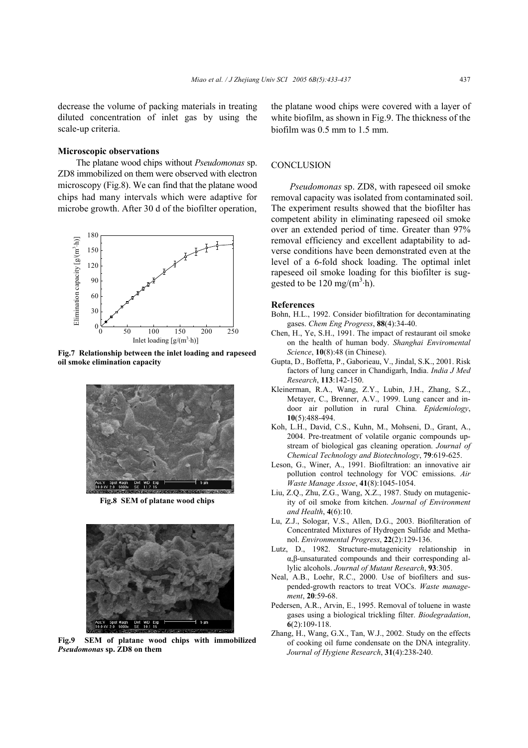decrease the volume of packing materials in treating diluted concentration of inlet gas by using the scale-up criteria.

#### Microscopic observations

The platane wood chips without *Pseudomonas* sp. ZD8 immobilized on them were observed with electron microscopy (Fig.8). We can find that the platane wood chips had many intervals which were adaptive for microbe growth. After 30 d of the biofilter operation, the platane wood chips were covered with a layer of white biofilm, as shown in Fig.9. The thickness of the biofilm was 0.5 mm to 1.5 mm.

Elimination capacity [g/(m$^3$·h)]
180
150
120
90
60
30
0
0 50 100 150 200 250
Inlet loading [g/(m$^3$·h)]

**Fig.7 Relationship between the inlet loading and rapeseed oil smoke elimination capacity**

**Fig.8 SEM of platane wood chips**

**Fig.9 SEM of platane wood chips with immobilized *Pseudomonas* sp. ZD8 on them**

## CONCLUSION

*Pseudomonas* sp. ZD8, with rapeseed oil smoke removal capacity was isolated from contaminated soil. The experiment results showed that the biofilter has competent ability in eliminating rapeseed oil smoke over an extended period of time. Greater than 97% removal efficiency and excellent adaptability to adverse conditions have been demonstrated even at the level of a 6-fold shock loading. The optimal inlet rapeseed oil smoke loading for this biofilter is suggested to be 120 mg/(m$^3$·h).

### References

- Bohn, H.L., 1992. Consider biofiltration for decontaminating gases. *Chem Eng Progress*, **88**(4):34-40.
- Chen, H., Ye, S.H., 1991. The impact of restaurant oil smoke on the health of human body. *Shanghai Enviromental Science*, **10**(8):48 (in Chinese).
- Gupta, D., Boffetta, P., Gaborieau, V., Jindal, S.K., 2001. Risk factors of lung cancer in Chandigarh, India. *India J Med Research*, **113**:142-150.
- Kleinerman, R.A., Wang, Z.Y., Lubin, J.H., Zhang, S.Z., Metayer, C., Brenner, A.V., 1999. Lung cancer and indoor air pollution in rural China. *Epidemiology*, **10**(5):488-494.
- Koh, L.H., David, C.S., Kuhn, M., Mohseni, D., Grant, A., 2004. Pre-treatment of volatile organic compounds upstream of biological gas cleaning operation. *Journal of Chemical Technology and Biotechnology*, **79**:619-625.
- Leson, G., Winer, A., 1991. Biofiltration: an innovative air pollution control technology for VOC emissions. *Air Waste Manage Assoe*, **41**(8):1045-1054.
- Liu, Z.Q., Zhu, Z.G., Wang, X.Z., 1987. Study on mutagenicity of oil smoke from kitchen. *Journal of Environment and Health*, **4**(6):10.
- Lu, Z.J., Sologar, V.S., Allen, D.G., 2003. Biofilteration of Concentrated Mixtures of Hydrogen Sulfide and Methanol. *Environmental Progress*, **22**(2):129-136.
- Lutz, D., 1982. Structure-mutagenicity relationship in α,β-unsaturated compounds and their corresponding allylic alcohols. *Journal of Mutant Research*, **93**:305.
- Neal, A.B., Loehr, R.C., 2000. Use of biofilters and suspended-growth reactors to treat VOCs. *Waste management*, **20**:59-68.
- Pedersen, A.R., Arvin, E., 1995. Removal of toluene in waste gases using a biological trickling filter. *Biodegradation*, **6**(2):109-118.
- Zhang, H., Wang, G.X., Tan, W.J., 2002. Study on the effects of cooking oil fume condensate on the DNA integrality. *Journal of Hygiene Research*, **31**(4):238-240.